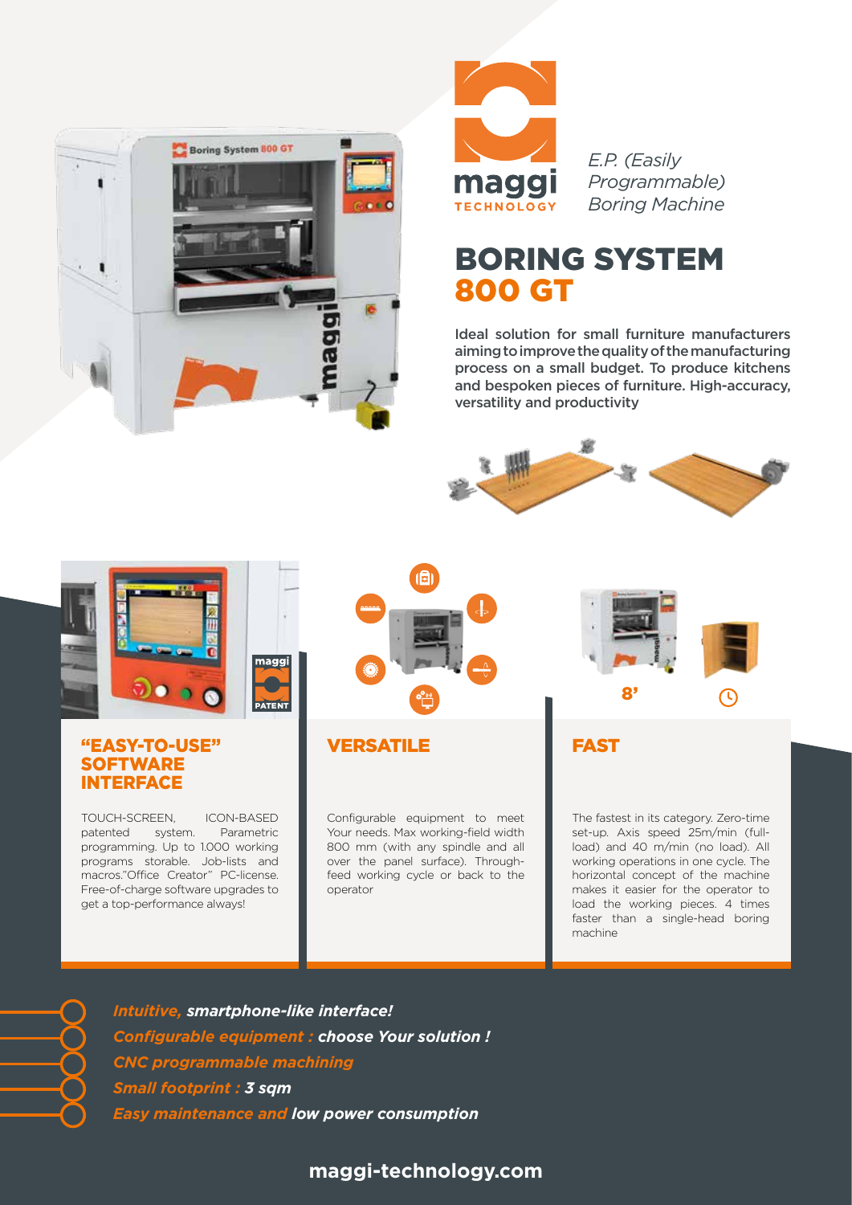maggi TECHNOLOGY

*E.P. (Easily Programmable) Boring Machine*

# BORING SYSTEM 800 GT

**Ideal solution for small furniture manufacturers aiming to improve the quality of the manufacturing process on a small budget. To produce kitchens and bespoken pieces of furniture. High-accuracy, versatility and productivity**

## "EASY-TO-USE" SOFTWARE INTERFACE

TOUCH-SCREEN, ICON-BASED patented system. Parametric programming. Up to 1.000 working programs storable. Job-lists and macros."Office Creator" PC-license. Free-of-charge software upgrades to get a top-performance always!

## VERSATILE

Configurable equipment to meet Your needs. Max working-field width 800 mm (with any spindle and all over the panel surface). Through-feed working cycle or back to the operator

## FAST

8'

The fastest in its category. Zero-time set-up. Axis speed 25m/min (full-load) and 40 m/min (no load). All working operations in one cycle. The horizontal concept of the machine makes it easier for the operator to load the working pieces. 4 times faster than a single-head boring machine

- ***Intuitive, smartphone-like interface!***
- ***Configurable equipment : choose Your solution !***
- ***CNC programmable machining***
- ***Small footprint : 3 sqm***
- ***Easy maintenance and low power consumption***

**maggi-technology.com**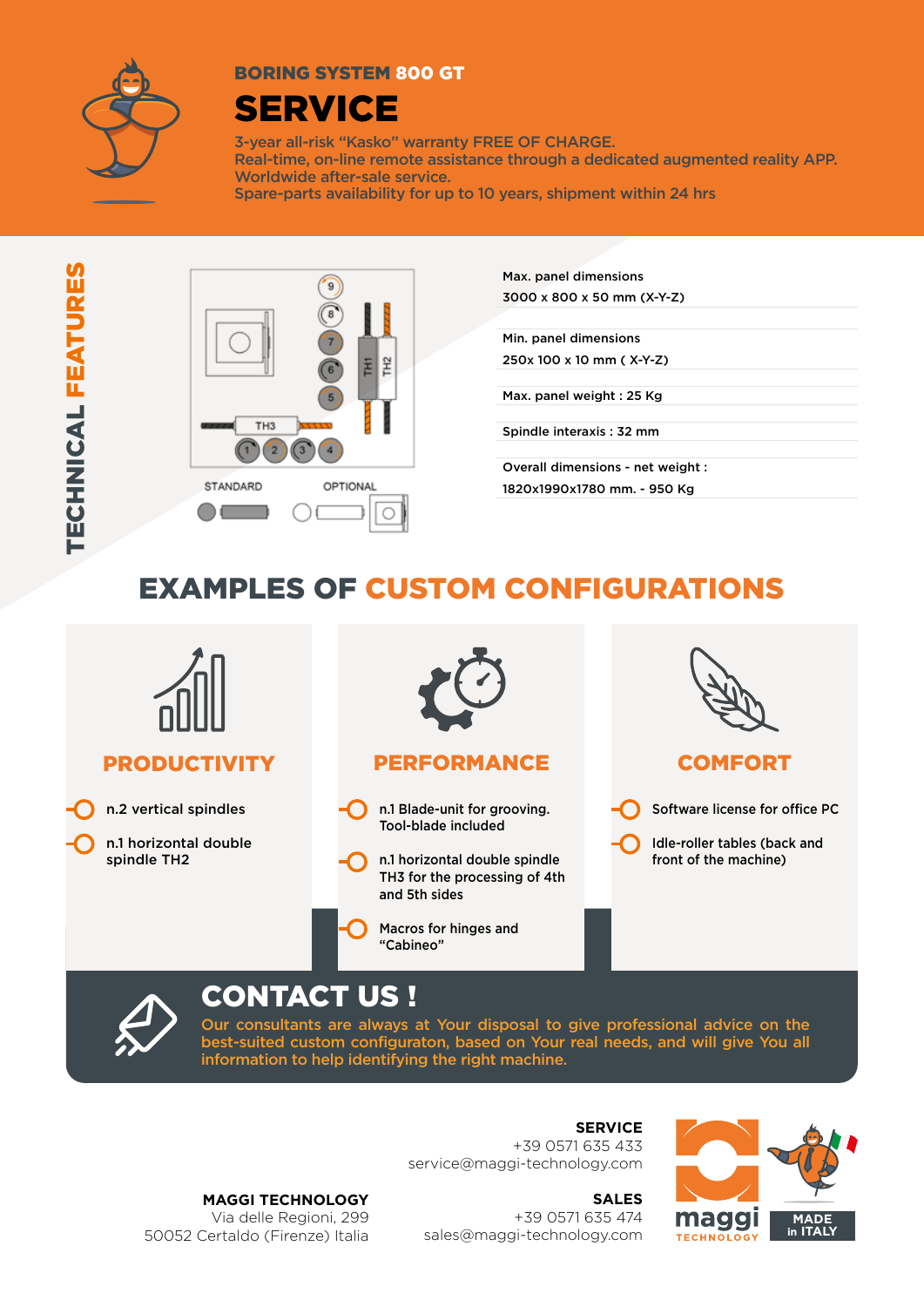## BORING SYSTEM 800 GT

# SERVICE

3-year all-risk “Kasko” warranty FREE OF CHARGE.
Real-time, on-line remote assistance through a dedicated augmented reality APP.
Worldwide after-sale service.
Spare-parts availability for up to 10 years, shipment within 24 hrs

## TECHNICAL FEATURES

TH1
TH2
TH3
STANDARD
OPTIONAL

Max. panel dimensions
3000 x 800 x 50 mm (X-Y-Z)

Min. panel dimensions
250x 100 x 10 mm ( X-Y-Z)

Max. panel weight : 25 Kg

Spindle interaxis : 32 mm

Overall dimensions - net weight :
1820x1990x1780 mm. - 950 Kg

## EXAMPLES OF CUSTOM CONFIGURATIONS

### PRODUCTIVITY

- n.2 vertical spindles
- n.1 horizontal double spindle TH2

### PERFORMANCE

- n.1 Blade-unit for grooving. Tool-blade included
- n.1 horizontal double spindle TH3 for the processing of 4th and 5th sides
- Macros for hinges and “Cabineo”

### COMFORT

- Software license for office PC
- Idle-roller tables (back and front of the machine)

## CONTACT US !

Our consultants are always at Your disposal to give professional advice on the best-suited custom configuraton, based on Your real needs, and will give You all information to help identifying the right machine.

**SERVICE**
+39 0571 635 433
service@maggi-technology.com

**MAGGI TECHNOLOGY**
Via delle Regioni, 299
50052 Certaldo (Firenze) Italia

**SALES**
+39 0571 635 474
sales@maggi-technology.com

maggi TECHNOLOGY

MADE in ITALY